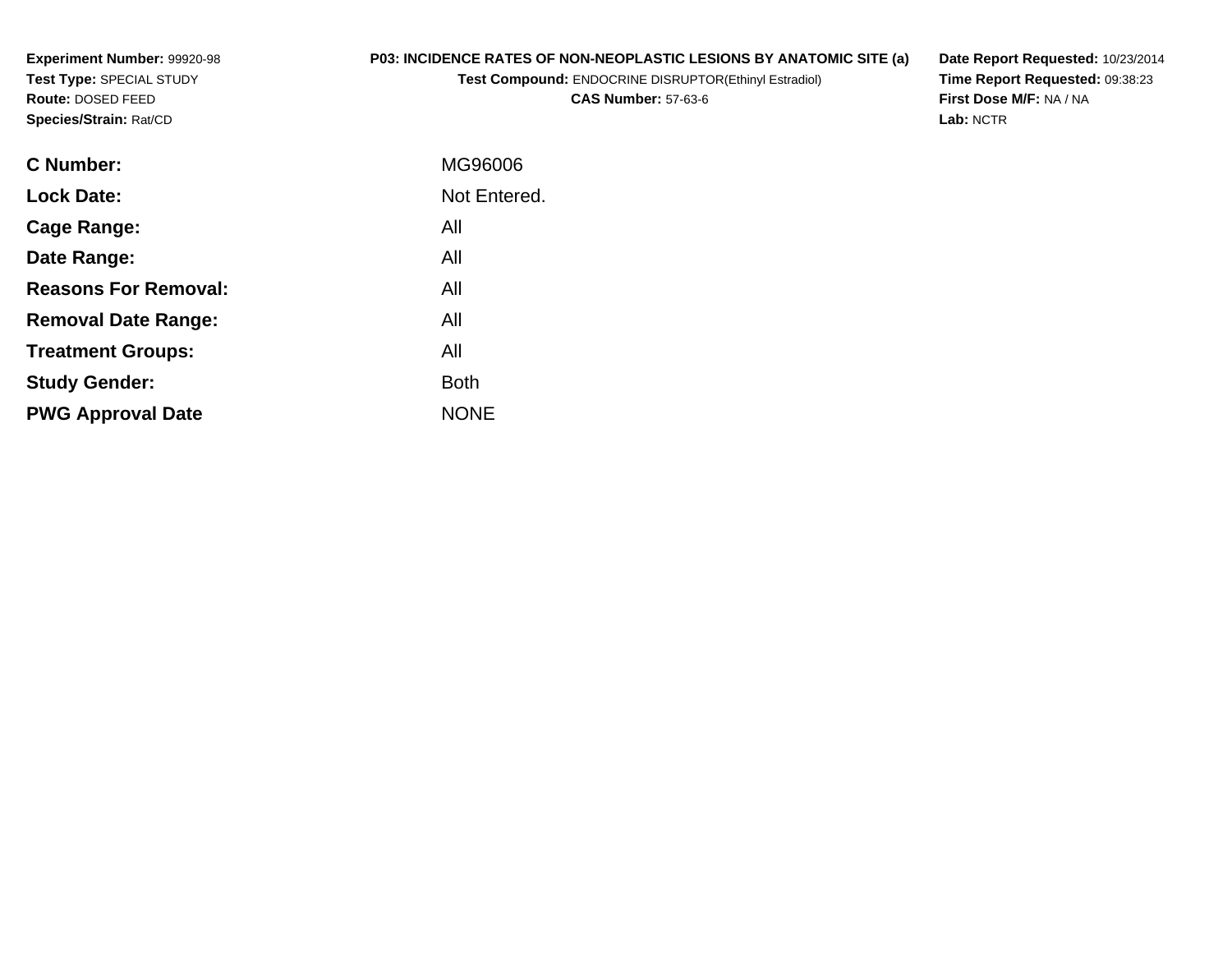**Experiment Number:** 99920-98
**Test Type:** SPECIAL STUDY
**Route:** DOSED FEED
**Species/Strain:** Rat/CD

**P03: INCIDENCE RATES OF NON-NEOPLASTIC LESIONS BY ANATOMIC SITE (a)**
**Test Compound:** ENDOCRINE DISRUPTOR(Ethinyl Estradiol)
**CAS Number:** 57-63-6

**Date Report Requested:** 10/23/2014
**Time Report Requested:** 09:38:23
**First Dose M/F:** NA / NA
**Lab:** NCTR

| | |
|---|---|
| **C Number:** | MG96006 |
| **Lock Date:** | Not Entered. |
| **Cage Range:** | All |
| **Date Range:** | All |
| **Reasons For Removal:** | All |
| **Removal Date Range:** | All |
| **Treatment Groups:** | All |
| **Study Gender:** | Both |
| **PWG Approval Date** | NONE |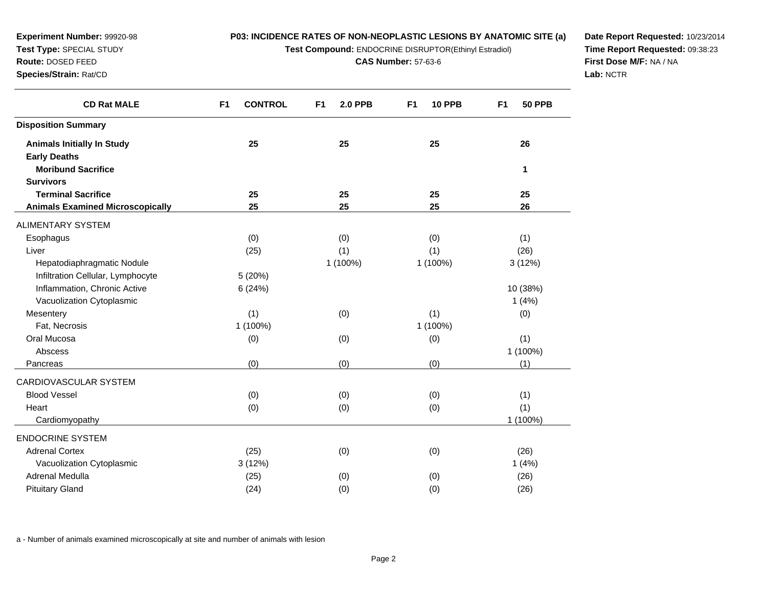**Experiment Number:** 99920-98
**Test Type:** SPECIAL STUDY
**Route:** DOSED FEED
**Species/Strain:** Rat/CD

**P03: INCIDENCE RATES OF NON-NEOPLASTIC LESIONS BY ANATOMIC SITE (a)**
**Test Compound:** ENDOCRINE DISRUPTOR(Ethinyl Estradiol)
**CAS Number:** 57-63-6

**Date Report Requested:** 10/23/2014
**Time Report Requested:** 09:38:23
**First Dose M/F:** NA / NA
**Lab:** NCTR

| CD Rat MALE | F1 CONTROL | F1 2.0 PPB | F1 10 PPB | F1 50 PPB |
|---|---|---|---|---|
| **Disposition Summary** | | | | |
| **Animals Initially In Study** | **25** | **25** | **25** | **26** |
| **Early Deaths** | | | | |
| **Moribund Sacrifice** | | | | **1** |
| **Survivors** | | | | |
| **Terminal Sacrifice** | **25** | **25** | **25** | **25** |
| **Animals Examined Microscopically** | **25** | **25** | **25** | **26** |
| ALIMENTARY SYSTEM | | | | |
| Esophagus | (0) | (0) | (0) | (1) |
| Liver | (25) | (1) | (1) | (26) |
| Hepatodiaphragmatic Nodule | | 1 (100%) | 1 (100%) | 3 (12%) |
| Infiltration Cellular, Lymphocyte | 5 (20%) | | | |
| Inflammation, Chronic Active | 6 (24%) | | | 10 (38%) |
| Vacuolization Cytoplasmic | | | | 1 (4%) |
| Mesentery | (1) | (0) | (1) | (0) |
| Fat, Necrosis | 1 (100%) | | 1 (100%) | |
| Oral Mucosa | (0) | (0) | (0) | (1) |
| Abscess | | | | 1 (100%) |
| Pancreas | (0) | (0) | (0) | (1) |
| CARDIOVASCULAR SYSTEM | | | | |
| Blood Vessel | (0) | (0) | (0) | (1) |
| Heart | (0) | (0) | (0) | (1) |
| Cardiomyopathy | | | | 1 (100%) |
| ENDOCRINE SYSTEM | | | | |
| Adrenal Cortex | (25) | (0) | (0) | (26) |
| Vacuolization Cytoplasmic | 3 (12%) | | | 1 (4%) |
| Adrenal Medulla | (25) | (0) | (0) | (26) |
| Pituitary Gland | (24) | (0) | (0) | (26) |

a - Number of animals examined microscopically at site and number of animals with lesion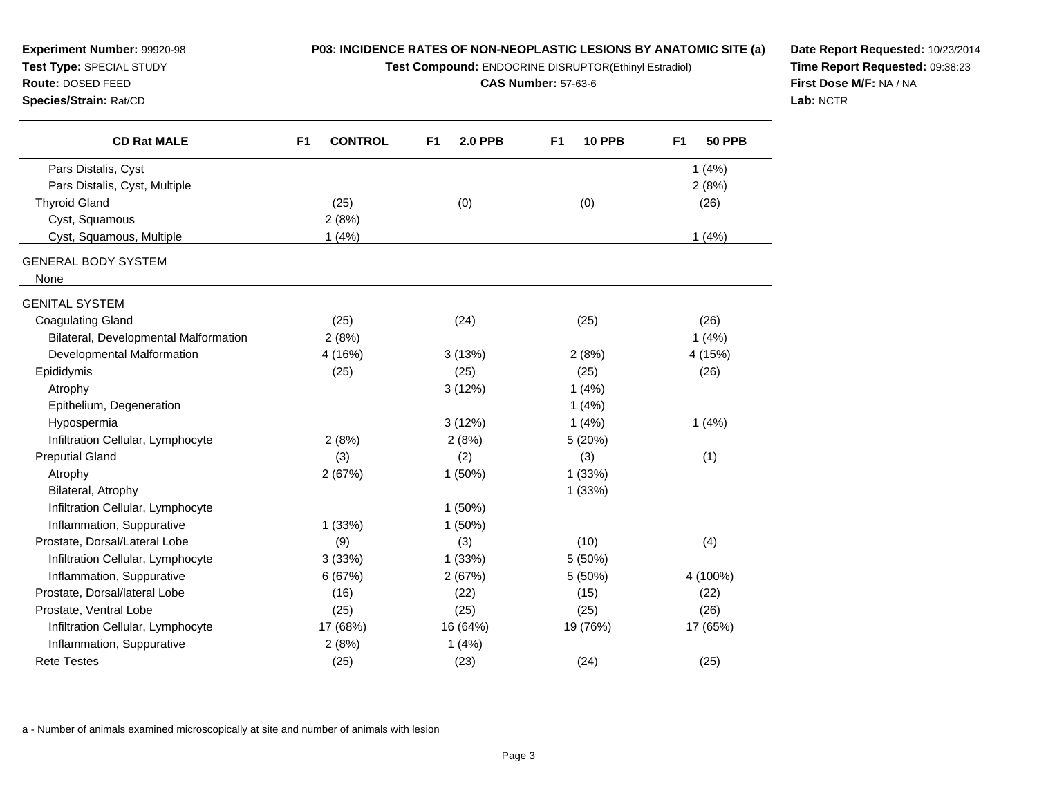**Experiment Number:** 99920-98
**Test Type:** SPECIAL STUDY
**Route:** DOSED FEED
**Species/Strain:** Rat/CD

**P03: INCIDENCE RATES OF NON-NEOPLASTIC LESIONS BY ANATOMIC SITE (a)**
**Test Compound:** ENDOCRINE DISRUPTOR(Ethinyl Estradiol)
**CAS Number:** 57-63-6

**Date Report Requested:** 10/23/2014
**Time Report Requested:** 09:38:23
**First Dose M/F:** NA / NA
**Lab:** NCTR

| CD Rat MALE | F1 CONTROL | F1 2.0 PPB | F1 10 PPB | F1 50 PPB |
|---|---|---|---|---|
| Pars Distalis, Cyst | | | | 1 (4%) |
| Pars Distalis, Cyst, Multiple | | | | 2 (8%) |
| Thyroid Gland | (25) | (0) | (0) | (26) |
| Cyst, Squamous | 2 (8%) | | | |
| Cyst, Squamous, Multiple | 1 (4%) | | | 1 (4%) |
| GENERAL BODY SYSTEM | | | | |
| None | | | | |
| GENITAL SYSTEM | | | | |
| Coagulating Gland | (25) | (24) | (25) | (26) |
| Bilateral, Developmental Malformation | 2 (8%) | | | 1 (4%) |
| Developmental Malformation | 4 (16%) | 3 (13%) | 2 (8%) | 4 (15%) |
| Epididymis | (25) | (25) | (25) | (26) |
| Atrophy | | 3 (12%) | 1 (4%) | |
| Epithelium, Degeneration | | | 1 (4%) | |
| Hypospermia | | 3 (12%) | 1 (4%) | 1 (4%) |
| Infiltration Cellular, Lymphocyte | 2 (8%) | 2 (8%) | 5 (20%) | |
| Preputial Gland | (3) | (2) | (3) | (1) |
| Atrophy | 2 (67%) | 1 (50%) | 1 (33%) | |
| Bilateral, Atrophy | | | 1 (33%) | |
| Infiltration Cellular, Lymphocyte | | 1 (50%) | | |
| Inflammation, Suppurative | 1 (33%) | 1 (50%) | | |
| Prostate, Dorsal/Lateral Lobe | (9) | (3) | (10) | (4) |
| Infiltration Cellular, Lymphocyte | 3 (33%) | 1 (33%) | 5 (50%) | |
| Inflammation, Suppurative | 6 (67%) | 2 (67%) | 5 (50%) | 4 (100%) |
| Prostate, Dorsal/lateral Lobe | (16) | (22) | (15) | (22) |
| Prostate, Ventral Lobe | (25) | (25) | (25) | (26) |
| Infiltration Cellular, Lymphocyte | 17 (68%) | 16 (64%) | 19 (76%) | 17 (65%) |
| Inflammation, Suppurative | 2 (8%) | 1 (4%) | | |
| Rete Testes | (25) | (23) | (24) | (25) |

a - Number of animals examined microscopically at site and number of animals with lesion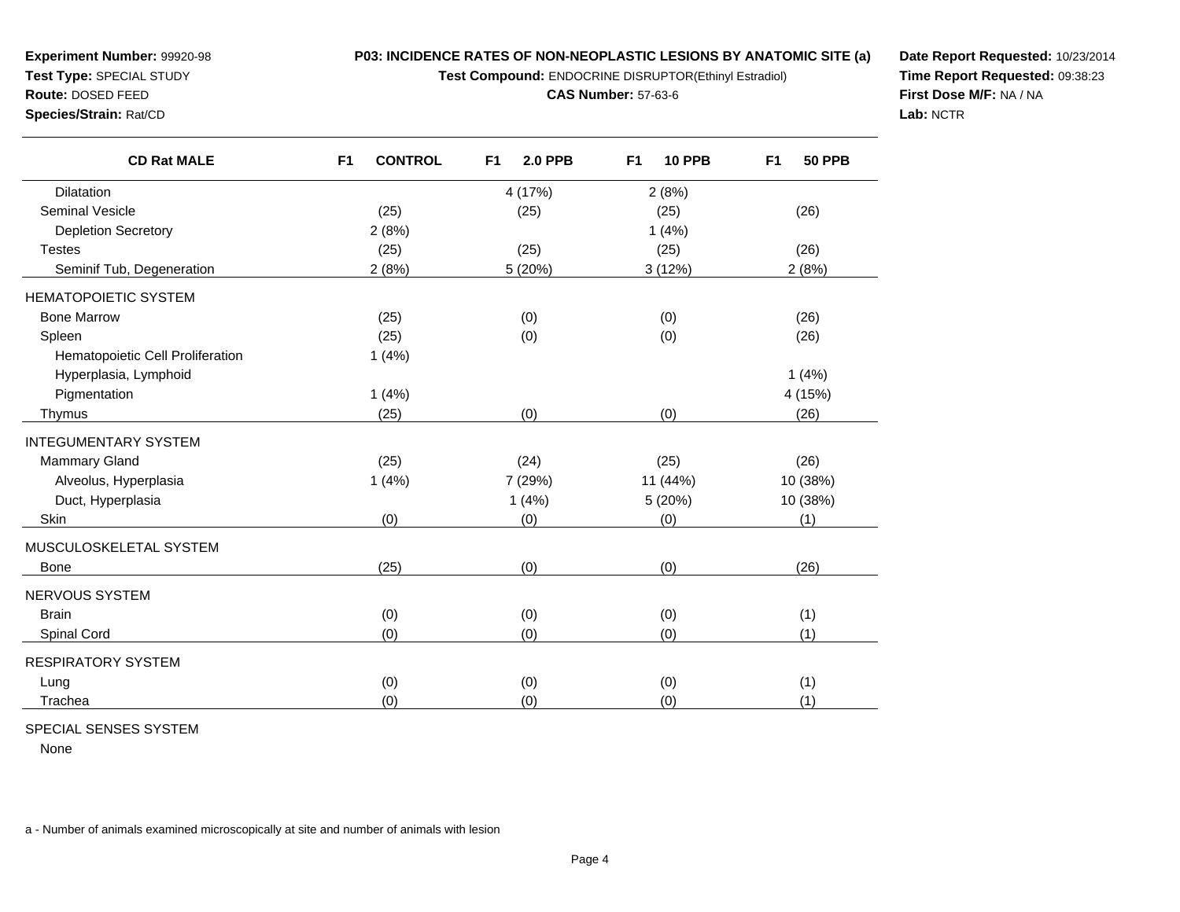**Experiment Number:** 99920-98
**Test Type:** SPECIAL STUDY
**Route:** DOSED FEED
**Species/Strain:** Rat/CD

**P03: INCIDENCE RATES OF NON-NEOPLASTIC LESIONS BY ANATOMIC SITE (a)**
**Test Compound:** ENDOCRINE DISRUPTOR(Ethinyl Estradiol)
**CAS Number:** 57-63-6

**Date Report Requested:** 10/23/2014
**Time Report Requested:** 09:38:23
**First Dose M/F:** NA / NA
**Lab:** NCTR

| CD Rat MALE | F1 CONTROL | F1 2.0 PPB | F1 10 PPB | F1 50 PPB |
|---|---|---|---|---|
| Dilatation | | 4 (17%) | 2 (8%) | |
| Seminal Vesicle | (25) | (25) | (25) | (26) |
| Depletion Secretory | 2 (8%) | | 1 (4%) | |
| Testes | (25) | (25) | (25) | (26) |
| Seminif Tub, Degeneration | 2 (8%) | 5 (20%) | 3 (12%) | 2 (8%) |
| HEMATOPOIETIC SYSTEM | | | | |
| Bone Marrow | (25) | (0) | (0) | (26) |
| Spleen | (25) | (0) | (0) | (26) |
| Hematopoietic Cell Proliferation | 1 (4%) | | | |
| Hyperplasia, Lymphoid | | | | 1 (4%) |
| Pigmentation | 1 (4%) | | | 4 (15%) |
| Thymus | (25) | (0) | (0) | (26) |
| INTEGUMENTARY SYSTEM | | | | |
| Mammary Gland | (25) | (24) | (25) | (26) |
| Alveolus, Hyperplasia | 1 (4%) | 7 (29%) | 11 (44%) | 10 (38%) |
| Duct, Hyperplasia | | 1 (4%) | 5 (20%) | 10 (38%) |
| Skin | (0) | (0) | (0) | (1) |
| MUSCULOSKELETAL SYSTEM | | | | |
| Bone | (25) | (0) | (0) | (26) |
| NERVOUS SYSTEM | | | | |
| Brain | (0) | (0) | (0) | (1) |
| Spinal Cord | (0) | (0) | (0) | (1) |
| RESPIRATORY SYSTEM | | | | |
| Lung | (0) | (0) | (0) | (1) |
| Trachea | (0) | (0) | (0) | (1) |
| SPECIAL SENSES SYSTEM | | | | |
| None | | | | |

a - Number of animals examined microscopically at site and number of animals with lesion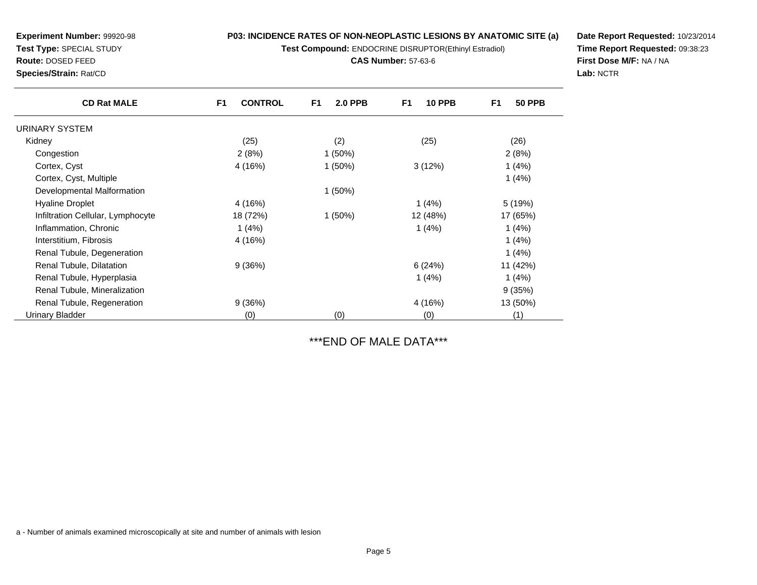**Experiment Number:** 99920-98
**Test Type:** SPECIAL STUDY
**Route:** DOSED FEED
**Species/Strain:** Rat/CD

**P03: INCIDENCE RATES OF NON-NEOPLASTIC LESIONS BY ANATOMIC SITE (a)**
**Test Compound:** ENDOCRINE DISRUPTOR(Ethinyl Estradiol)
**CAS Number:** 57-63-6

**Date Report Requested:** 10/23/2014
**Time Report Requested:** 09:38:23
**First Dose M/F:** NA / NA
**Lab:** NCTR

| CD Rat MALE | F1 CONTROL | F1 2.0 PPB | F1 10 PPB | F1 50 PPB |
|---|---|---|---|---|
| URINARY SYSTEM | | | | |
| Kidney | (25) | (2) | (25) | (26) |
| Congestion | 2 (8%) | 1 (50%) | | 2 (8%) |
| Cortex, Cyst | 4 (16%) | 1 (50%) | 3 (12%) | 1 (4%) |
| Cortex, Cyst, Multiple | | | | 1 (4%) |
| Developmental Malformation | | 1 (50%) | | |
| Hyaline Droplet | 4 (16%) | | 1 (4%) | 5 (19%) |
| Infiltration Cellular, Lymphocyte | 18 (72%) | 1 (50%) | 12 (48%) | 17 (65%) |
| Inflammation, Chronic | 1 (4%) | | 1 (4%) | 1 (4%) |
| Interstitium, Fibrosis | 4 (16%) | | | 1 (4%) |
| Renal Tubule, Degeneration | | | | 1 (4%) |
| Renal Tubule, Dilatation | 9 (36%) | | 6 (24%) | 11 (42%) |
| Renal Tubule, Hyperplasia | | | 1 (4%) | 1 (4%) |
| Renal Tubule, Mineralization | | | | 9 (35%) |
| Renal Tubule, Regeneration | 9 (36%) | | 4 (16%) | 13 (50%) |
| Urinary Bladder | (0) | (0) | (0) | (1) |

***END OF MALE DATA***

a - Number of animals examined microscopically at site and number of animals with lesion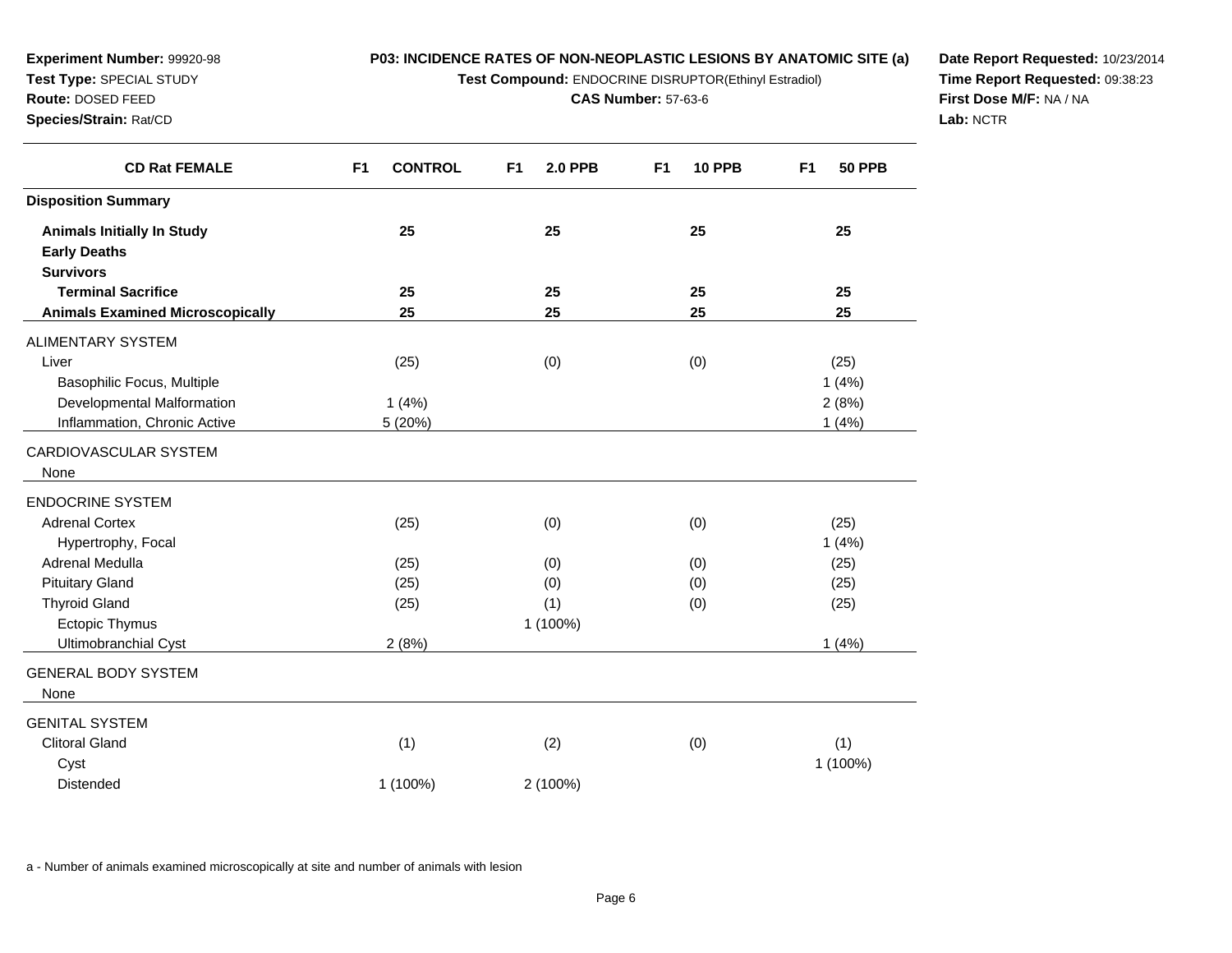**Experiment Number:** 99920-98
**Test Type:** SPECIAL STUDY
**Route:** DOSED FEED
**Species/Strain:** Rat/CD

**P03: INCIDENCE RATES OF NON-NEOPLASTIC LESIONS BY ANATOMIC SITE (a)**
**Test Compound:** ENDOCRINE DISRUPTOR(Ethinyl Estradiol)
**CAS Number:** 57-63-6

**Date Report Requested:** 10/23/2014
**Time Report Requested:** 09:38:23
**First Dose M/F:** NA / NA
**Lab:** NCTR

| CD Rat FEMALE | F1 CONTROL | F1 2.0 PPB | F1 10 PPB | F1 50 PPB |
|---|---|---|---|---|
| **Disposition Summary** | | | | |
| **Animals Initially In Study** | **25** | **25** | **25** | **25** |
| **Early Deaths** | | | | |
| **Survivors** | | | | |
| **Terminal Sacrifice** | **25** | **25** | **25** | **25** |
| **Animals Examined Microscopically** | **25** | **25** | **25** | **25** |
| ALIMENTARY SYSTEM | | | | |
| Liver | (25) | (0) | (0) | (25) |
| Basophilic Focus, Multiple | | | | 1 (4%) |
| Developmental Malformation | 1 (4%) | | | 2 (8%) |
| Inflammation, Chronic Active | 5 (20%) | | | 1 (4%) |
| CARDIOVASCULAR SYSTEM | | | | |
| None | | | | |
| ENDOCRINE SYSTEM | | | | |
| Adrenal Cortex | (25) | (0) | (0) | (25) |
| Hypertrophy, Focal | | | | 1 (4%) |
| Adrenal Medulla | (25) | (0) | (0) | (25) |
| Pituitary Gland | (25) | (0) | (0) | (25) |
| Thyroid Gland | (25) | (1) | (0) | (25) |
| Ectopic Thymus | | 1 (100%) | | |
| Ultimobranchial Cyst | 2 (8%) | | | 1 (4%) |
| GENERAL BODY SYSTEM | | | | |
| None | | | | |
| GENITAL SYSTEM | | | | |
| Clitoral Gland | (1) | (2) | (0) | (1) |
| Cyst | | | | 1 (100%) |
| Distended | 1 (100%) | 2 (100%) | | |

a - Number of animals examined microscopically at site and number of animals with lesion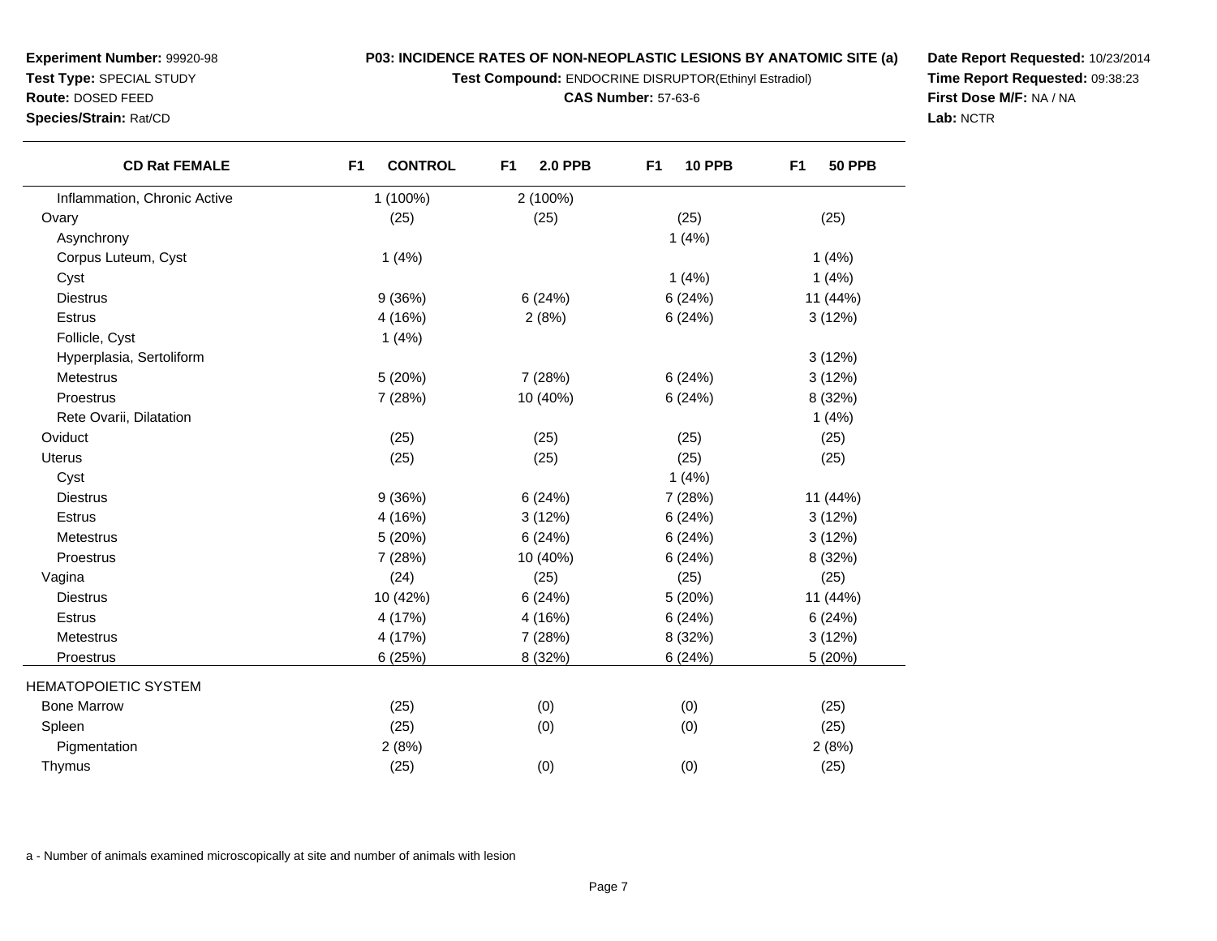**Experiment Number:** 99920-98
**Test Type:** SPECIAL STUDY
**Route:** DOSED FEED
**Species/Strain:** Rat/CD

**P03: INCIDENCE RATES OF NON-NEOPLASTIC LESIONS BY ANATOMIC SITE (a)**
**Test Compound:** ENDOCRINE DISRUPTOR(Ethinyl Estradiol)
**CAS Number:** 57-63-6

**Date Report Requested:** 10/23/2014
**Time Report Requested:** 09:38:23
**First Dose M/F:** NA / NA
**Lab:** NCTR

| CD Rat FEMALE | F1 CONTROL | F1 2.0 PPB | F1 10 PPB | F1 50 PPB |
|---|---|---|---|---|
| Inflammation, Chronic Active | 1 (100%) | 2 (100%) | | |
| Ovary | (25) | (25) | (25) | (25) |
| Asynchrony | | | 1 (4%) | |
| Corpus Luteum, Cyst | 1 (4%) | | | 1 (4%) |
| Cyst | | | 1 (4%) | 1 (4%) |
| Diestrus | 9 (36%) | 6 (24%) | 6 (24%) | 11 (44%) |
| Estrus | 4 (16%) | 2 (8%) | 6 (24%) | 3 (12%) |
| Follicle, Cyst | 1 (4%) | | | |
| Hyperplasia, Sertoliform | | | | 3 (12%) |
| Metestrus | 5 (20%) | 7 (28%) | 6 (24%) | 3 (12%) |
| Proestrus | 7 (28%) | 10 (40%) | 6 (24%) | 8 (32%) |
| Rete Ovarii, Dilatation | | | | 1 (4%) |
| Oviduct | (25) | (25) | (25) | (25) |
| Uterus | (25) | (25) | (25) | (25) |
| Cyst | | | 1 (4%) | |
| Diestrus | 9 (36%) | 6 (24%) | 7 (28%) | 11 (44%) |
| Estrus | 4 (16%) | 3 (12%) | 6 (24%) | 3 (12%) |
| Metestrus | 5 (20%) | 6 (24%) | 6 (24%) | 3 (12%) |
| Proestrus | 7 (28%) | 10 (40%) | 6 (24%) | 8 (32%) |
| Vagina | (24) | (25) | (25) | (25) |
| Diestrus | 10 (42%) | 6 (24%) | 5 (20%) | 11 (44%) |
| Estrus | 4 (17%) | 4 (16%) | 6 (24%) | 6 (24%) |
| Metestrus | 4 (17%) | 7 (28%) | 8 (32%) | 3 (12%) |
| Proestrus | 6 (25%) | 8 (32%) | 6 (24%) | 5 (20%) |
| HEMATOPOIETIC SYSTEM | | | | |
| Bone Marrow | (25) | (0) | (0) | (25) |
| Spleen | (25) | (0) | (0) | (25) |
| Pigmentation | 2 (8%) | | | 2 (8%) |
| Thymus | (25) | (0) | (0) | (25) |

a - Number of animals examined microscopically at site and number of animals with lesion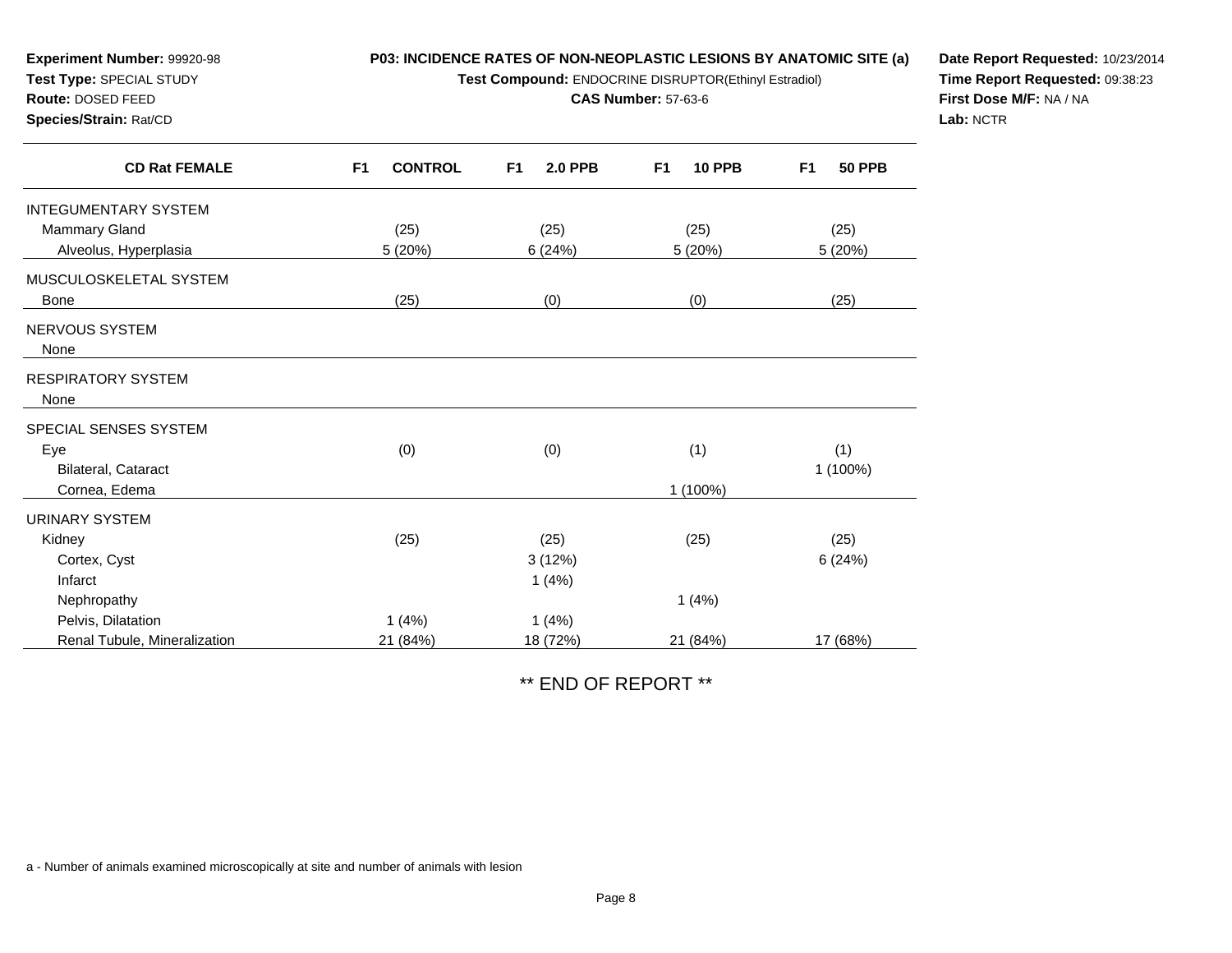**Experiment Number:** 99920-98
**Test Type:** SPECIAL STUDY
**Route:** DOSED FEED
**Species/Strain:** Rat/CD

**P03: INCIDENCE RATES OF NON-NEOPLASTIC LESIONS BY ANATOMIC SITE (a)**
**Test Compound:** ENDOCRINE DISRUPTOR(Ethinyl Estradiol)
**CAS Number:** 57-63-6

**Date Report Requested:** 10/23/2014
**Time Report Requested:** 09:38:23
**First Dose M/F:** NA / NA
**Lab:** NCTR

| CD Rat FEMALE | F1 CONTROL | F1 2.0 PPB | F1 10 PPB | F1 50 PPB |
|---|---|---|---|---|
| INTEGUMENTARY SYSTEM | | | | |
| Mammary Gland | (25) | (25) | (25) | (25) |
| Alveolus, Hyperplasia | 5 (20%) | 6 (24%) | 5 (20%) | 5 (20%) |
| MUSCULOSKELETAL SYSTEM | | | | |
| Bone | (25) | (0) | (0) | (25) |
| NERVOUS SYSTEM | | | | |
| None | | | | |
| RESPIRATORY SYSTEM | | | | |
| None | | | | |
| SPECIAL SENSES SYSTEM | | | | |
| Eye | (0) | (0) | (1) | (1) |
| Bilateral, Cataract | | | | 1 (100%) |
| Cornea, Edema | | | 1 (100%) | |
| URINARY SYSTEM | | | | |
| Kidney | (25) | (25) | (25) | (25) |
| Cortex, Cyst | | 3 (12%) | | 6 (24%) |
| Infarct | | 1 (4%) | | |
| Nephropathy | | | 1 (4%) | |
| Pelvis, Dilatation | 1 (4%) | 1 (4%) | | |
| Renal Tubule, Mineralization | 21 (84%) | 18 (72%) | 21 (84%) | 17 (68%) |

** END OF REPORT **

a - Number of animals examined microscopically at site and number of animals with lesion